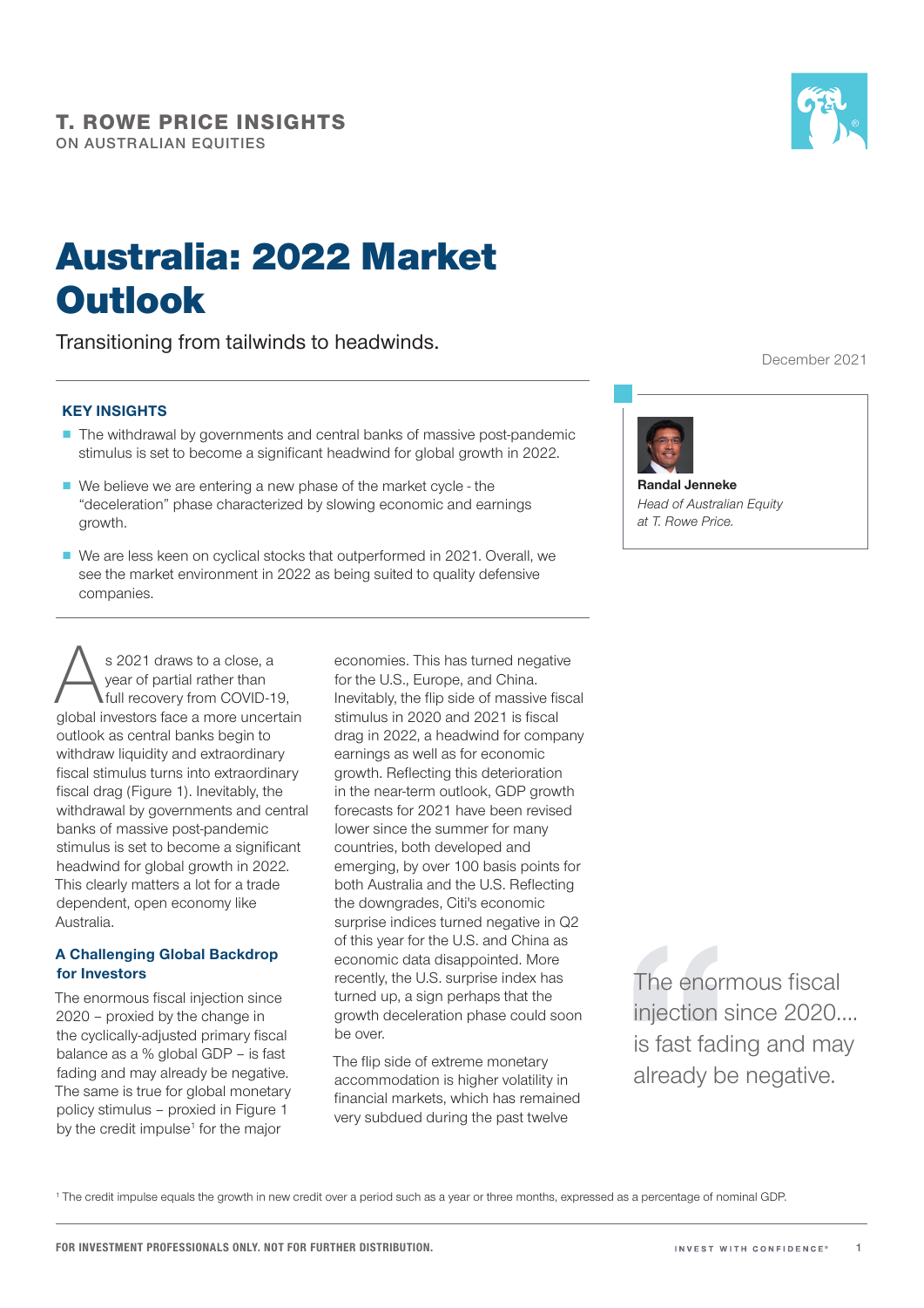**T. ROWE PRICE INSIGHTS**
ON AUSTRALIAN EQUITIES

# Australia: 2022 Market Outlook

Transitioning from tailwinds to headwinds.

December 2021

**KEY INSIGHTS**

- The withdrawal by governments and central banks of massive post-pandemic stimulus is set to become a significant headwind for global growth in 2022.
- We believe we are entering a new phase of the market cycle - the "deceleration" phase characterized by slowing economic and earnings growth.
- We are less keen on cyclical stocks that outperformed in 2021. Overall, we see the market environment in 2022 as being suited to quality defensive companies.

**Randal Jenneke**
*Head of Australian Equity at T. Rowe Price.*

As 2021 draws to a close, a year of partial rather than full recovery from COVID-19, global investors face a more uncertain outlook as central banks begin to withdraw liquidity and extraordinary fiscal stimulus turns into extraordinary fiscal drag (Figure 1). Inevitably, the withdrawal by governments and central banks of massive post-pandemic stimulus is set to become a significant headwind for global growth in 2022. This clearly matters a lot for a trade dependent, open economy like Australia.

### A Challenging Global Backdrop for Investors

The enormous fiscal injection since 2020 – proxied by the change in the cyclically-adjusted primary fiscal balance as a % global GDP – is fast fading and may already be negative. The same is true for global monetary policy stimulus – proxied in Figure 1 by the credit impulse[1] for the major economies. This has turned negative for the U.S., Europe, and China. Inevitably, the flip side of massive fiscal stimulus in 2020 and 2021 is fiscal drag in 2022, a headwind for company earnings as well as for economic growth. Reflecting this deterioration in the near-term outlook, GDP growth forecasts for 2021 have been revised lower since the summer for many countries, both developed and emerging, by over 100 basis points for both Australia and the U.S. Reflecting the downgrades, Citi's economic surprise indices turned negative in Q2 of this year for the U.S. and China as economic data disappointed. More recently, the U.S. surprise index has turned up, a sign perhaps that the growth deceleration phase could soon be over.

The flip side of extreme monetary accommodation is higher volatility in financial markets, which has remained very subdued during the past twelve

> The enormous fiscal injection since 2020.... is fast fading and may already be negative.

[1] The credit impulse equals the growth in new credit over a period such as a year or three months, expressed as a percentage of nominal GDP.

FOR INVESTMENT PROFESSIONALS ONLY. NOT FOR FURTHER DISTRIBUTION.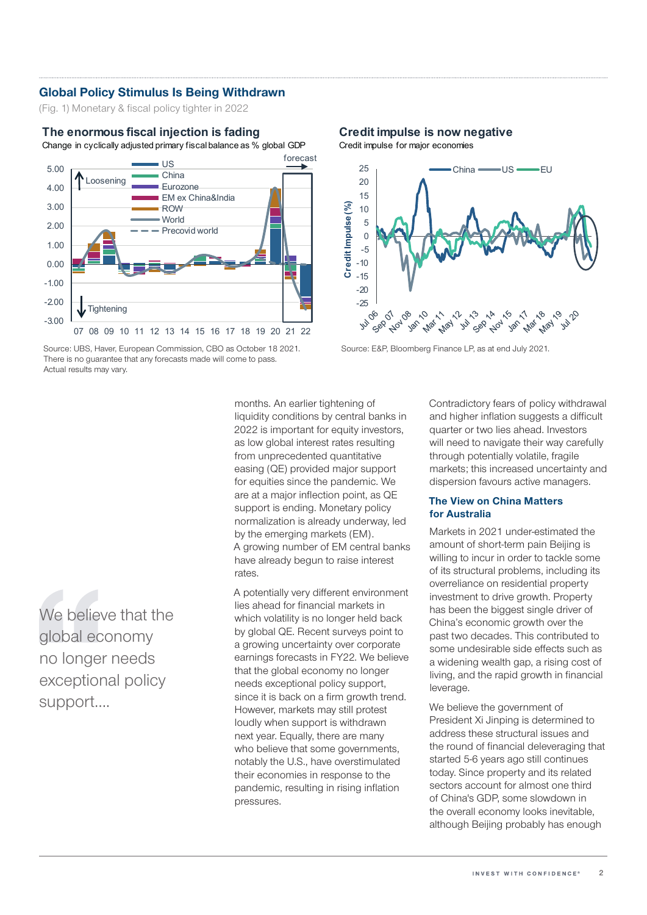## Global Policy Stimulus Is Being Withdrawn

(Fig. 1) Monetary & fiscal policy tighter in 2022

**The enormous fiscal injection is fading**

Change in cyclically adjusted primary fiscal balance as % global GDP

Source: UBS, Haver, European Commission, CBO as October 18 2021. There is no guarantee that any forecasts made will come to pass. Actual results may vary.

**Credit impulse is now negative**

Credit impulse for major economies

Source: E&P, Bloomberg Finance LP, as at end July 2021.

> We believe that the global economy no longer needs exceptional policy support....

months. An earlier tightening of liquidity conditions by central banks in 2022 is important for equity investors, as low global interest rates resulting from unprecedented quantitative easing (QE) provided major support for equities since the pandemic. We are at a major inflection point, as QE support is ending. Monetary policy normalization is already underway, led by the emerging markets (EM). A growing number of EM central banks have already begun to raise interest rates.

A potentially very different environment lies ahead for financial markets in which volatility is no longer held back by global QE. Recent surveys point to a growing uncertainty over corporate earnings forecasts in FY22. We believe that the global economy no longer needs exceptional policy support, since it is back on a firm growth trend. However, markets may still protest loudly when support is withdrawn next year. Equally, there are many who believe that some governments, notably the U.S., have overstimulated their economies in response to the pandemic, resulting in rising inflation pressures.

Contradictory fears of policy withdrawal and higher inflation suggests a difficult quarter or two lies ahead. Investors will need to navigate their way carefully through potentially volatile, fragile markets; this increased uncertainty and dispersion favours active managers.

### The View on China Matters for Australia

Markets in 2021 under-estimated the amount of short-term pain Beijing is willing to incur in order to tackle some of its structural problems, including its overreliance on residential property investment to drive growth. Property has been the biggest single driver of China's economic growth over the past two decades. This contributed to some undesirable side effects such as a widening wealth gap, a rising cost of living, and the rapid growth in financial leverage.

We believe the government of President Xi Jinping is determined to address these structural issues and the round of financial deleveraging that started 5-6 years ago still continues today. Since property and its related sectors account for almost one third of China's GDP, some slowdown in the overall economy looks inevitable, although Beijing probably has enough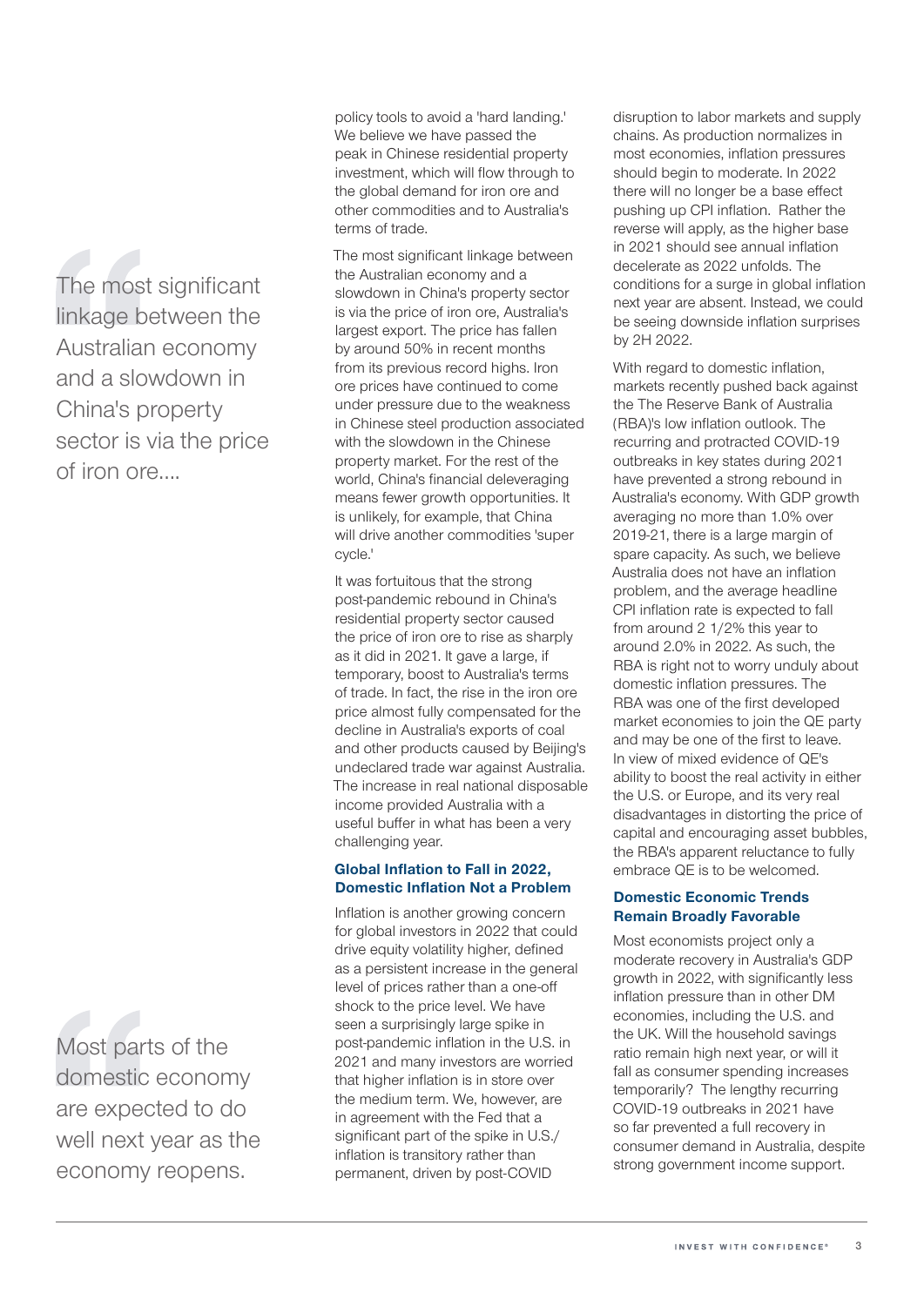> The most significant linkage between the Australian economy and a slowdown in China's property sector is via the price of iron ore....

policy tools to avoid a 'hard landing.' We believe we have passed the peak in Chinese residential property investment, which will flow through to the global demand for iron ore and other commodities and to Australia's terms of trade.

The most significant linkage between the Australian economy and a slowdown in China's property sector is via the price of iron ore, Australia's largest export. The price has fallen by around 50% in recent months from its previous record highs. Iron ore prices have continued to come under pressure due to the weakness in Chinese steel production associated with the slowdown in the Chinese property market. For the rest of the world, China's financial deleveraging means fewer growth opportunities. It is unlikely, for example, that China will drive another commodities 'super cycle.'

It was fortuitous that the strong post-pandemic rebound in China's residential property sector caused the price of iron ore to rise as sharply as it did in 2021. It gave a large, if temporary, boost to Australia's terms of trade. In fact, the rise in the iron ore price almost fully compensated for the decline in Australia's exports of coal and other products caused by Beijing's undeclared trade war against Australia. The increase in real national disposable income provided Australia with a useful buffer in what has been a very challenging year.

### Global Inflation to Fall in 2022, Domestic Inflation Not a Problem

Inflation is another growing concern for global investors in 2022 that could drive equity volatility higher, defined as a persistent increase in the general level of prices rather than a one-off shock to the price level. We have seen a surprisingly large spike in post-pandemic inflation in the U.S. in 2021 and many investors are worried that higher inflation is in store over the medium term. We, however, are in agreement with the Fed that a significant part of the spike in U.S./ inflation is transitory rather than permanent, driven by post-COVID disruption to labor markets and supply chains. As production normalizes in most economies, inflation pressures should begin to moderate. In 2022 there will no longer be a base effect pushing up CPI inflation. Rather the reverse will apply, as the higher base in 2021 should see annual inflation decelerate as 2022 unfolds. The conditions for a surge in global inflation next year are absent. Instead, we could be seeing downside inflation surprises by 2H 2022.

With regard to domestic inflation, markets recently pushed back against the The Reserve Bank of Australia (RBA)'s low inflation outlook. The recurring and protracted COVID-19 outbreaks in key states during 2021 have prevented a strong rebound in Australia's economy. With GDP growth averaging no more than 1.0% over 2019-21, there is a large margin of spare capacity. As such, we believe Australia does not have an inflation problem, and the average headline CPI inflation rate is expected to fall from around 2 1/2% this year to around 2.0% in 2022. As such, the RBA is right not to worry unduly about domestic inflation pressures. The RBA was one of the first developed market economies to join the QE party and may be one of the first to leave. In view of mixed evidence of QE's ability to boost the real activity in either the U.S. or Europe, and its very real disadvantages in distorting the price of capital and encouraging asset bubbles, the RBA's apparent reluctance to fully embrace QE is to be welcomed.

> Most parts of the domestic economy are expected to do well next year as the economy reopens.

### Domestic Economic Trends Remain Broadly Favorable

Most economists project only a moderate recovery in Australia's GDP growth in 2022, with significantly less inflation pressure than in other DM economies, including the U.S. and the UK. Will the household savings ratio remain high next year, or will it fall as consumer spending increases temporarily? The lengthy recurring COVID-19 outbreaks in 2021 have so far prevented a full recovery in consumer demand in Australia, despite strong government income support.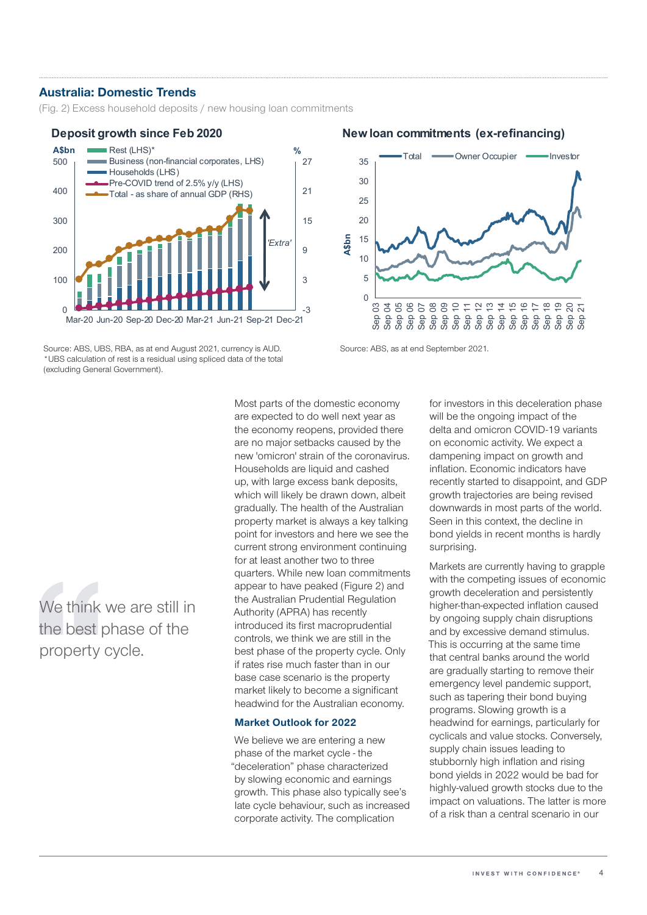## Australia: Domestic Trends

(Fig. 2) Excess household deposits / new housing loan commitments

**Deposit growth since Feb 2020**

Source: ABS, UBS, RBA, as at end August 2021, currency is AUD.
*UBS calculation of rest is a residual using spliced data of the total (excluding General Government).

**New loan commitments (ex-refinancing)**

Source: ABS, as at end September 2021.

> We think we are still in the best phase of the property cycle.

Most parts of the domestic economy are expected to do well next year as the economy reopens, provided there are no major setbacks caused by the new 'omicron' strain of the coronavirus. Households are liquid and cashed up, with large excess bank deposits, which will likely be drawn down, albeit gradually. The health of the Australian property market is always a key talking point for investors and here we see the current strong environment continuing for at least another two to three quarters. While new loan commitments appear to have peaked (Figure 2) and the Australian Prudential Regulation Authority (APRA) has recently introduced its first macroprudential controls, we think we are still in the best phase of the property cycle. Only if rates rise much faster than in our base case scenario is the property market likely to become a significant headwind for the Australian economy.

### Market Outlook for 2022

We believe we are entering a new phase of the market cycle - the "deceleration" phase characterized by slowing economic and earnings growth. This phase also typically see's late cycle behaviour, such as increased corporate activity. The complication for investors in this deceleration phase will be the ongoing impact of the delta and omicron COVID-19 variants on economic activity. We expect a dampening impact on growth and inflation. Economic indicators have recently started to disappoint, and GDP growth trajectories are being revised downwards in most parts of the world. Seen in this context, the decline in bond yields in recent months is hardly surprising.

Markets are currently having to grapple with the competing issues of economic growth deceleration and persistently higher-than-expected inflation caused by ongoing supply chain disruptions and by excessive demand stimulus. This is occurring at the same time that central banks around the world are gradually starting to remove their emergency level pandemic support, such as tapering their bond buying programs. Slowing growth is a headwind for earnings, particularly for cyclicals and value stocks. Conversely, supply chain issues leading to stubbornly high inflation and rising bond yields in 2022 would be bad for highly-valued growth stocks due to the impact on valuations. The latter is more of a risk than a central scenario in our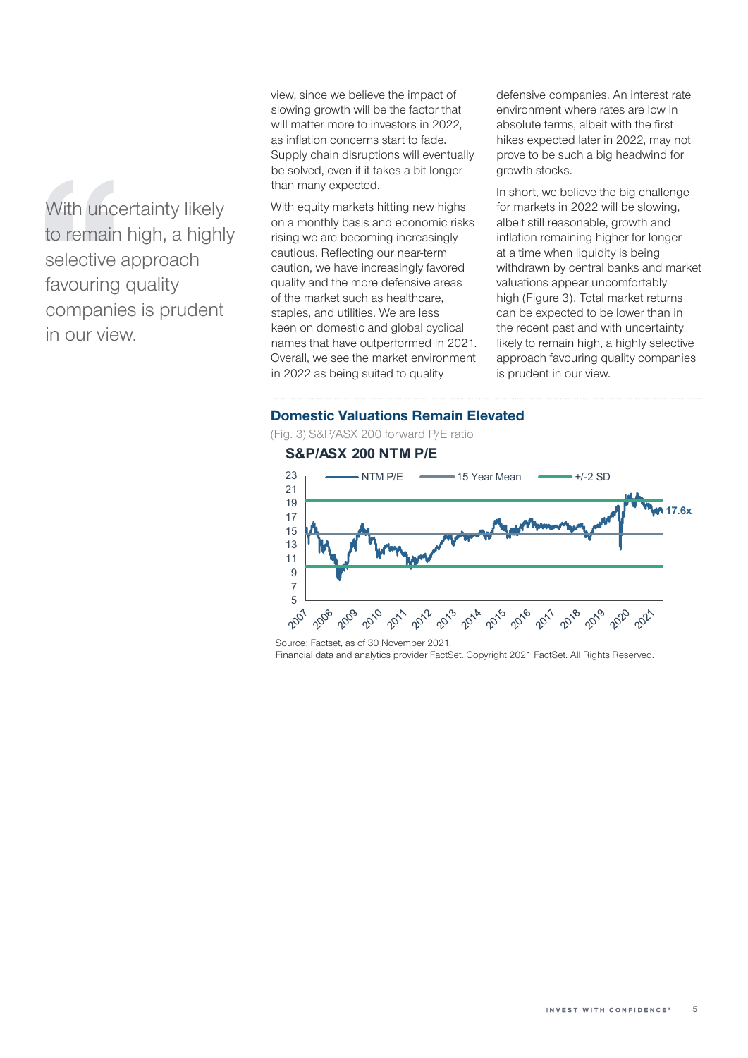> With uncertainty likely to remain high, a highly selective approach favouring quality companies is prudent in our view.

view, since we believe the impact of slowing growth will be the factor that will matter more to investors in 2022, as inflation concerns start to fade. Supply chain disruptions will eventually be solved, even if it takes a bit longer than many expected.

With equity markets hitting new highs on a monthly basis and economic risks rising we are becoming increasingly cautious. Reflecting our near-term caution, we have increasingly favored quality and the more defensive areas of the market such as healthcare, staples, and utilities. We are less keen on domestic and global cyclical names that have outperformed in 2021. Overall, we see the market environment in 2022 as being suited to quality defensive companies. An interest rate environment where rates are low in absolute terms, albeit with the first hikes expected later in 2022, may not prove to be such a big headwind for growth stocks.

In short, we believe the big challenge for markets in 2022 will be slowing, albeit still reasonable, growth and inflation remaining higher for longer at a time when liquidity is being withdrawn by central banks and market valuations appear uncomfortably high (Figure 3). Total market returns can be expected to be lower than in the recent past and with uncertainty likely to remain high, a highly selective approach favouring quality companies is prudent in our view.

### Domestic Valuations Remain Elevated

(Fig. 3) S&P/ASX 200 forward P/E ratio

**S&P/ASX 200 NTM P/E**

Source: Factset, as of 30 November 2021.
Financial data and analytics provider FactSet. Copyright 2021 FactSet. All Rights Reserved.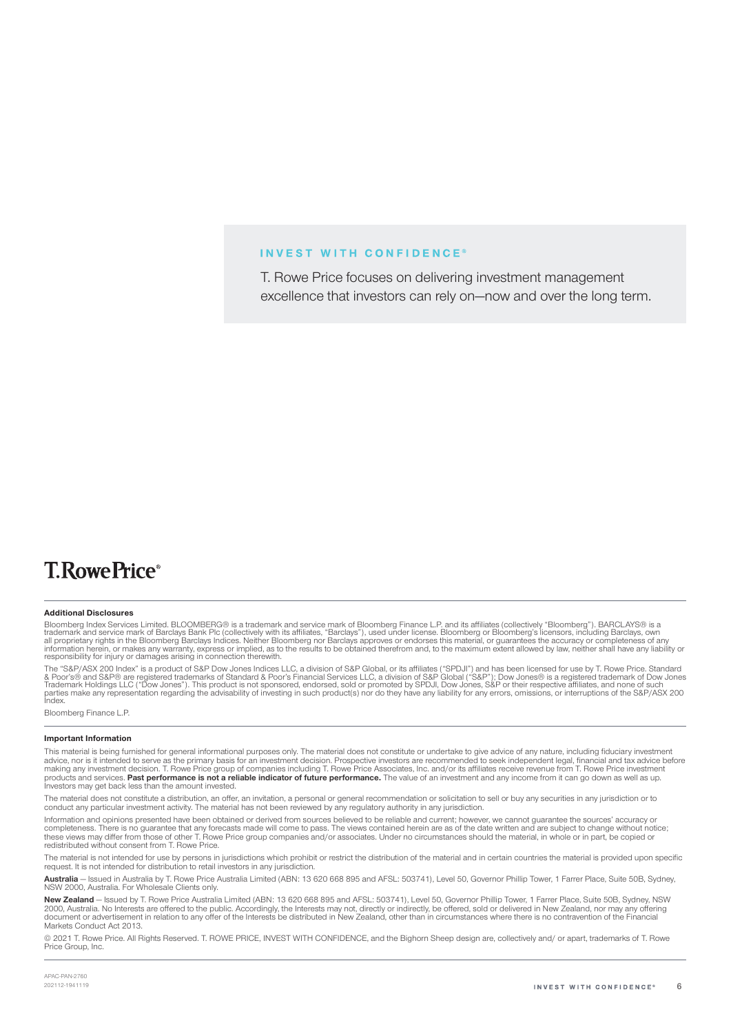**INVEST WITH CONFIDENCE®**

T. Rowe Price focuses on delivering investment management excellence that investors can rely on—now and over the long term.

T.RowePrice®

### Additional Disclosures

Bloomberg Index Services Limited. BLOOMBERG® is a trademark and service mark of Bloomberg Finance L.P. and its affiliates (collectively "Bloomberg"). BARCLAYS® is a trademark and service mark of Barclays Bank Plc (collectively with its affiliates, "Barclays"), used under license. Bloomberg or Bloomberg's licensors, including Barclays, own all proprietary rights in the Bloomberg Barclays Indices. Neither Bloomberg nor Barclays approves or endorses this material, or guarantees the accuracy or completeness of any information herein, or makes any warranty, express or implied, as to the results to be obtained therefrom and, to the maximum extent allowed by law, neither shall have any liability or responsibility for injury or damages arising in connection therewith.

The "S&P/ASX 200 Index" is a product of S&P Dow Jones Indices LLC, a division of S&P Global, or its affiliates ("SPDJI") and has been licensed for use by T. Rowe Price. Standard & Poor's® and S&P® are registered trademarks of Standard & Poor's Financial Services LLC, a division of S&P Global ("S&P"); Dow Jones® is a registered trademark of Dow Jones Trademark Holdings LLC ("Dow Jones"). This product is not sponsored, endorsed, sold or promoted by SPDJI, Dow Jones, S&P or their respective affiliates, and none of such parties make any representation regarding the advisability of investing in such product(s) nor do they have any liability for any errors, omissions, or interruptions of the S&P/ASX 200 Index.

Bloomberg Finance L.P.

### Important Information

This material is being furnished for general informational purposes only. The material does not constitute or undertake to give advice of any nature, including fiduciary investment advice, nor is it intended to serve as the primary basis for an investment decision. Prospective investors are recommended to seek independent legal, financial and tax advice before making any investment decision. T. Rowe Price group of companies including T. Rowe Price Associates, Inc. and/or its affiliates receive revenue from T. Rowe Price investment products and services. **Past performance is not a reliable indicator of future performance.** The value of an investment and any income from it can go down as well as up. Investors may get back less than the amount invested.

The material does not constitute a distribution, an offer, an invitation, a personal or general recommendation or solicitation to sell or buy any securities in any jurisdiction or to conduct any particular investment activity. The material has not been reviewed by any regulatory authority in any jurisdiction.

Information and opinions presented have been obtained or derived from sources believed to be reliable and current; however, we cannot guarantee the sources' accuracy or completeness. There is no guarantee that any forecasts made will come to pass. The views contained herein are as of the date written and are subject to change without notice; these views may differ from those of other T. Rowe Price group companies and/or associates. Under no circumstances should the material, in whole or in part, be copied or redistributed without consent from T. Rowe Price.

The material is not intended for use by persons in jurisdictions which prohibit or restrict the distribution of the material and in certain countries the material is provided upon specific request. It is not intended for distribution to retail investors in any jurisdiction.

**Australia** — Issued in Australia by T. Rowe Price Australia Limited (ABN: 13 620 668 895 and AFSL: 503741), Level 50, Governor Phillip Tower, 1 Farrer Place, Suite 50B, Sydney, NSW 2000, Australia. For Wholesale Clients only.

**New Zealand** — Issued by T. Rowe Price Australia Limited (ABN: 13 620 668 895 and AFSL: 503741), Level 50, Governor Phillip Tower, 1 Farrer Place, Suite 50B, Sydney, NSW 2000, Australia. No Interests are offered to the public. Accordingly, the Interests may not, directly or indirectly, be offered, sold or delivered in New Zealand, nor may any offering document or advertisement in relation to any offer of the Interests be distributed in New Zealand, other than in circumstances where there is no contravention of the Financial Markets Conduct Act 2013.

© 2021 T. Rowe Price. All Rights Reserved. T. ROWE PRICE, INVEST WITH CONFIDENCE, and the Bighorn Sheep design are, collectively and/ or apart, trademarks of T. Rowe Price Group, Inc.

APAC-PAN-2760
202112-1941119